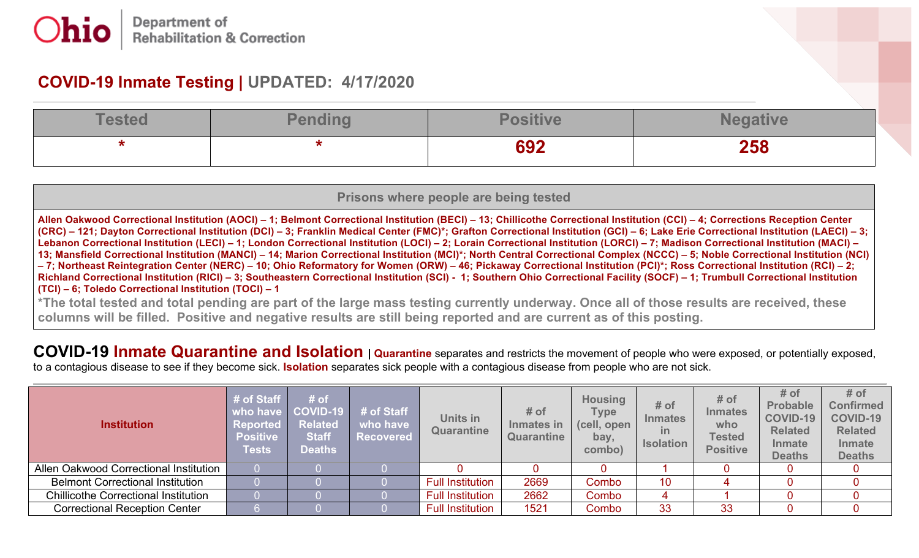**Ohio** Department of Rehabilitation & Correction

## COVID-19 Inmate Testing | UPDATED: 4/17/2020

| Tested | Pending | Positive | Negative |
| --- | --- | --- | --- |
| * | * | 692 | 258 |

| Prisons where people are being tested |
| --- |
| Allen Oakwood Correctional Institution (AOCI) – 1; Belmont Correctional Institution (BECI) – 13; Chillicothe Correctional Institution (CCI) – 4; Corrections Reception Center (CRC) – 121; Dayton Correctional Institution (DCI) – 3; Franklin Medical Center (FMC)*; Grafton Correctional Institution (GCI) – 6; Lake Erie Correctional Institution (LAECI) – 3; Lebanon Correctional Institution (LECI) – 1; London Correctional Institution (LOCI) – 2; Lorain Correctional Institution (LORCI) – 7; Madison Correctional Institution (MACI) – 13; Mansfield Correctional Institution (MANCI) – 14; Marion Correctional Institution (MCI)*; North Central Correctional Complex (NCCC) – 5; Noble Correctional Institution (NCI) – 7; Northeast Reintegration Center (NERC) – 10; Ohio Reformatory for Women (ORW) – 46; Pickaway Correctional Institution (PCI)*; Ross Correctional Institution (RCI) – 2; Richland Correctional Institution (RICI) – 3; Southeastern Correctional Institution (SCI) - 1; Southern Ohio Correctional Facility (SOCF) – 1; Trumbull Correctional Institution (TCI) – 6; Toledo Correctional Institution (TOCI) – 1 |
| *The total tested and total pending are part of the large mass testing currently underway. Once all of those results are received, these columns will be filled. Positive and negative results are still being reported and are current as of this posting. |

## COVID-19 Inmate Quarantine and Isolation

| **Quarantine** separates and restricts the movement of people who were exposed, or potentially exposed, to a contagious disease to see if they become sick. **Isolation** separates sick people with a contagious disease from people who are not sick.

| Institution | # of Staff who have Reported Positive Tests | # of COVID-19 Related Staff Deaths | # of Staff who have Recovered | Units in Quarantine | # of Inmates in Quarantine | Housing Type (cell, open bay, combo) | # of Inmates in Isolation | # of Inmates who Tested Positive | # of Probable COVID-19 Related Inmate Deaths | # of Confirmed COVID-19 Related Inmate Deaths |
| --- | --- | --- | --- | --- | --- | --- | --- | --- | --- | --- |
| Allen Oakwood Correctional Institution | 0 | 0 | 0 | 0 | 0 | 0 | 1 | 0 | 0 | 0 |
| Belmont Correctional Institution | 0 | 0 | 0 | Full Institution | 2669 | Combo | 10 | 4 | 0 | 0 |
| Chillicothe Correctional Institution | 0 | 0 | 0 | Full Institution | 2662 | Combo | 4 | 1 | 0 | 0 |
| Correctional Reception Center | 6 | 0 | 0 | Full Institution | 1521 | Combo | 33 | 33 | 0 | 0 |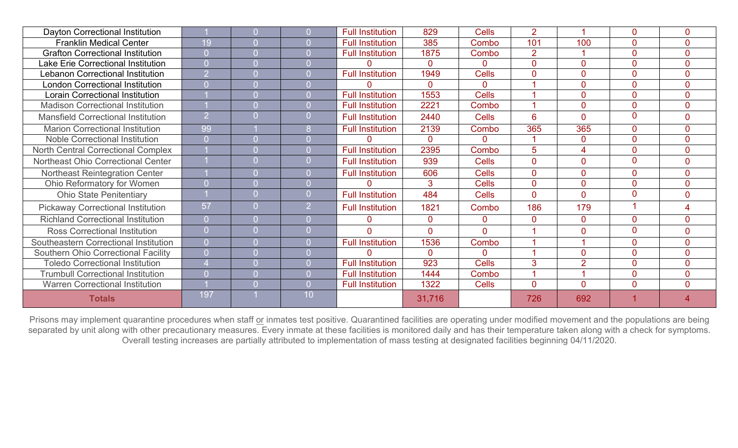| | | | | | | | | | | |
|---|---|---|---|---|---|---|---|---|---|---|
| Dayton Correctional Institution | 1 | 0 | 0 | Full Institution | 829 | Cells | 2 | 1 | 0 | 0 |
| Franklin Medical Center | 19 | 0 | 0 | Full Institution | 385 | Combo | 101 | 100 | 0 | 0 |
| Grafton Correctional Institution | 0 | 0 | 0 | Full Institution | 1875 | Combo | 2 | 1 | 0 | 0 |
| Lake Erie Correctional Institution | 0 | 0 | 0 | 0 | 0 | 0 | 0 | 0 | 0 | 0 |
| Lebanon Correctional Institution | 2 | 0 | 0 | Full Institution | 1949 | Cells | 0 | 0 | 0 | 0 |
| London Correctional Institution | 0 | 0 | 0 | 0 | 0 | 0 | 1 | 0 | 0 | 0 |
| Lorain Correctional Institution | 1 | 0 | 0 | Full Institution | 1553 | Cells | 1 | 0 | 0 | 0 |
| Madison Correctional Institution | 1 | 0 | 0 | Full Institution | 2221 | Combo | 1 | 0 | 0 | 0 |
| Mansfield Correctional Institution | 2 | 0 | 0 | Full Institution | 2440 | Cells | 6 | 0 | 0 | 0 |
| Marion Correctional Institution | 99 | 1 | 8 | Full Institution | 2139 | Combo | 365 | 365 | 0 | 0 |
| Noble Correctional Institution | 0 | 0 | 0 | 0 | 0 | 0 | 1 | 0 | 0 | 0 |
| North Central Correctional Complex | 1 | 0 | 0 | Full Institution | 2395 | Combo | 5 | 4 | 0 | 0 |
| Northeast Ohio Correctional Center | 1 | 0 | 0 | Full Institution | 939 | Cells | 0 | 0 | 0 | 0 |
| Northeast Reintegration Center | 1 | 0 | 0 | Full Institution | 606 | Cells | 0 | 0 | 0 | 0 |
| Ohio Reformatory for Women | 0 | 0 | 0 | 0 | 3 | Cells | 0 | 0 | 0 | 0 |
| Ohio State Penitentiary | 1 | 0 | 0 | Full Institution | 484 | Cells | 0 | 0 | 0 | 0 |
| Pickaway Correctional Institution | 57 | 0 | 2 | Full Institution | 1821 | Combo | 186 | 179 | 1 | 4 |
| Richland Correctional Institution | 0 | 0 | 0 | 0 | 0 | 0 | 0 | 0 | 0 | 0 |
| Ross Correctional Institution | 0 | 0 | 0 | 0 | 0 | 0 | 1 | 0 | 0 | 0 |
| Southeastern Correctional Institution | 0 | 0 | 0 | Full Institution | 1536 | Combo | 1 | 1 | 0 | 0 |
| Southern Ohio Correctional Facility | 0 | 0 | 0 | 0 | 0 | 0 | 1 | 0 | 0 | 0 |
| Toledo Correctional Institution | 4 | 0 | 0 | Full Institution | 923 | Cells | 3 | 2 | 0 | 0 |
| Trumbull Correctional Institution | 0 | 0 | 0 | Full Institution | 1444 | Combo | 1 | 1 | 0 | 0 |
| Warren Correctional Institution | 1 | 0 | 0 | Full Institution | 1322 | Cells | 0 | 0 | 0 | 0 |
| **Totals** | 197 | 1 | 10 | | 31,716 | | 726 | 692 | 1 | 4 |

Prisons may implement quarantine procedures when staff or inmates test positive. Quarantined facilities are operating under modified movement and the populations are being separated by unit along with other precautionary measures. Every inmate at these facilities is monitored daily and has their temperature taken along with a check for symptoms. Overall testing increases are partially attributed to implementation of mass testing at designated facilities beginning 04/11/2020.